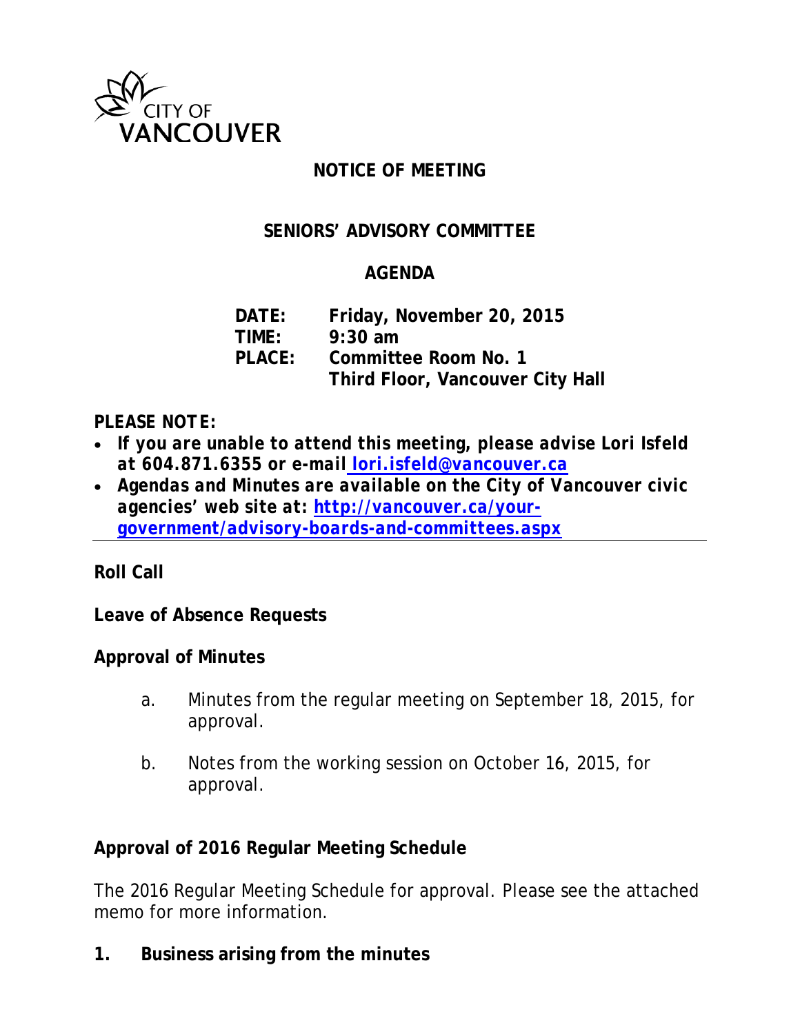CITY OF VANCOUVER

# NOTICE OF MEETING

## SENIORS' ADVISORY COMMITTEE

## AGENDA

**DATE:** **Friday, November 20, 2015**
**TIME:** **9:30 am**
**PLACE:** **Committee Room No. 1**
**Third Floor, Vancouver City Hall**

***PLEASE NOTE:***

- ***If you are unable to attend this meeting, please advise Lori Isfeld at 604.871.6355 or e-mail lori.isfeld@vancouver.ca***
- ***Agendas and Minutes are available on the City of Vancouver civic agencies' web site at: http://vancouver.ca/your-government/advisory-boards-and-committees.aspx***

---

**Roll Call**

**Leave of Absence Requests**

**Approval of Minutes**

a. Minutes from the regular meeting on September 18, 2015, for approval.

b. Notes from the working session on October 16, 2015, for approval.

**Approval of 2016 Regular Meeting Schedule**

The 2016 Regular Meeting Schedule for approval. Please see the attached memo for more information.

**1. Business arising from the minutes**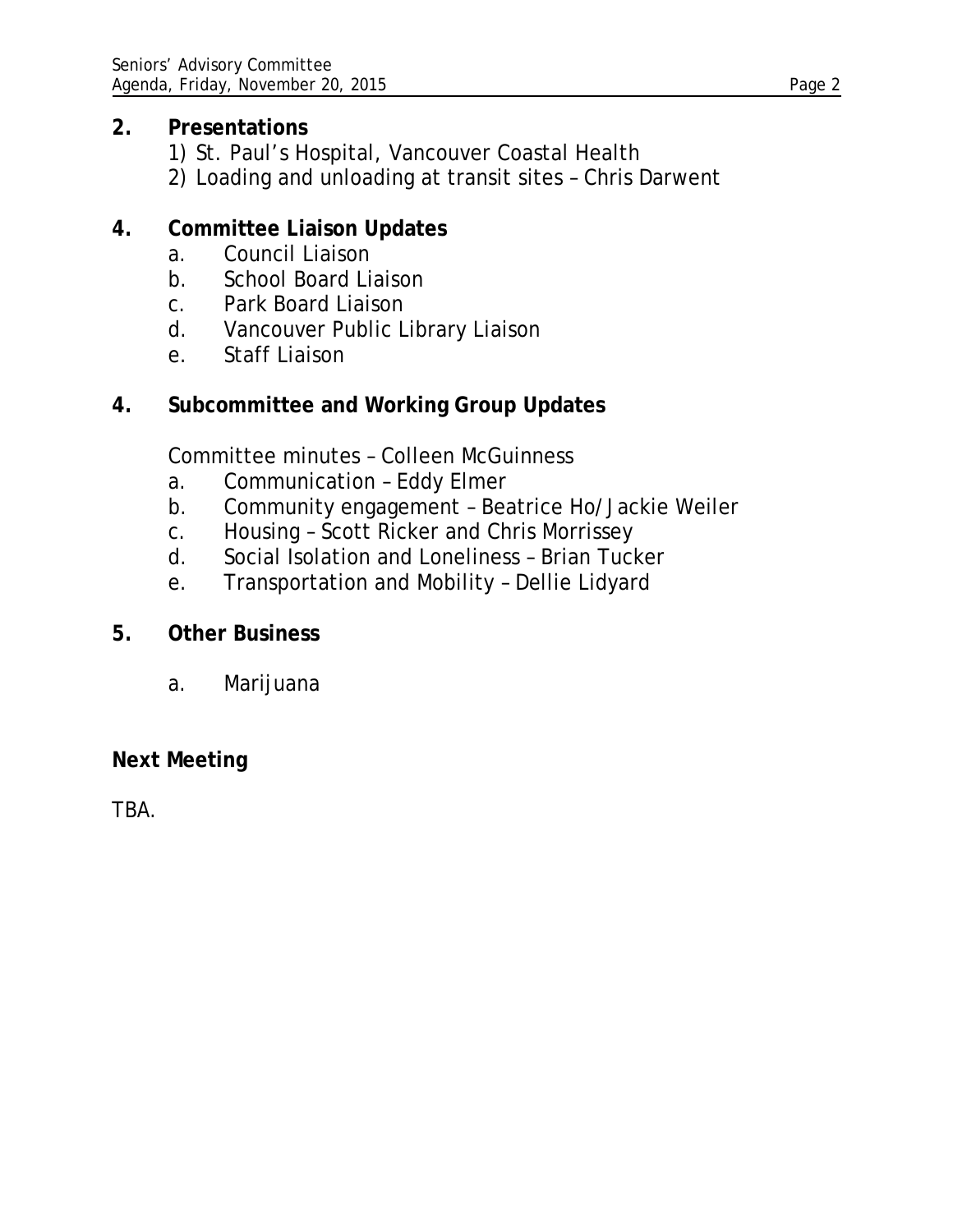## 2. Presentations

1) St. Paul's Hospital, Vancouver Coastal Health
2) Loading and unloading at transit sites – Chris Darwent

## 4. Committee Liaison Updates

a. Council Liaison
b. School Board Liaison
c. Park Board Liaison
d. Vancouver Public Library Liaison
e. Staff Liaison

## 4. Subcommittee and Working Group Updates

Committee minutes – Colleen McGuinness

a. Communication – Eddy Elmer
b. Community engagement – Beatrice Ho/Jackie Weiler
c. Housing – Scott Ricker and Chris Morrissey
d. Social Isolation and Loneliness – Brian Tucker
e. Transportation and Mobility – Dellie Lidyard

## 5. Other Business

a. Marijuana

## Next Meeting

TBA.